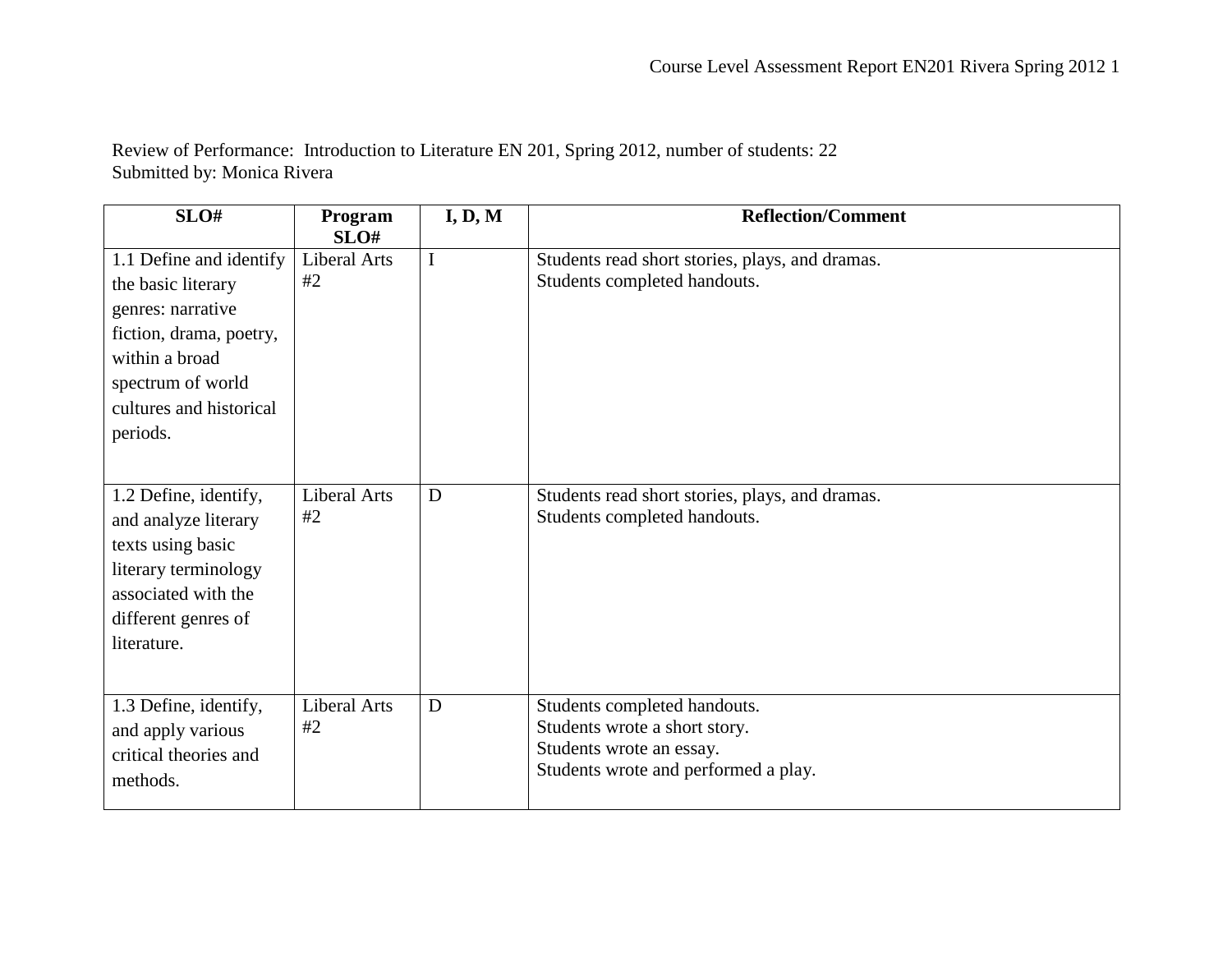Review of Performance: Introduction to Literature EN 201, Spring 2012, number of students: 22
Submitted by: Monica Rivera

| SLO# | Program SLO# | I, D, M | Reflection/Comment |
|---|---|---|---|
| 1.1 Define and identify the basic literary genres: narrative fiction, drama, poetry, within a broad spectrum of world cultures and historical periods. | Liberal Arts #2 | I | Students read short stories, plays, and dramas.<br>Students completed handouts. |
| 1.2 Define, identify, and analyze literary texts using basic literary terminology associated with the different genres of literature. | Liberal Arts #2 | D | Students read short stories, plays, and dramas.<br>Students completed handouts. |
| 1.3 Define, identify, and apply various critical theories and methods. | Liberal Arts #2 | D | Students completed handouts.<br>Students wrote a short story.<br>Students wrote an essay.<br>Students wrote and performed a play. |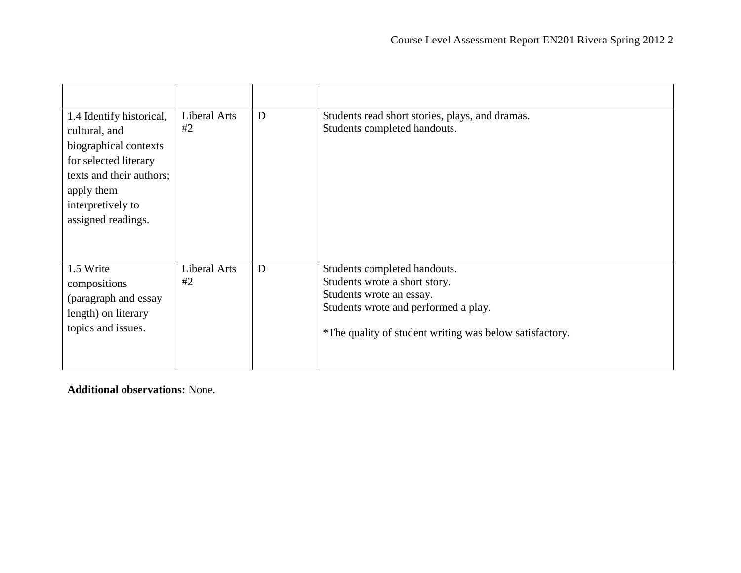| | | | |
|---|---|---|---|
| 1.4 Identify historical, cultural, and biographical contexts for selected literary texts and their authors; apply them interpretively to assigned readings. | Liberal Arts #2 | D | Students read short stories, plays, and dramas.<br>Students completed handouts. |
| 1.5 Write compositions (paragraph and essay length) on literary topics and issues. | Liberal Arts #2 | D | Students completed handouts.<br>Students wrote a short story.<br>Students wrote an essay.<br>Students wrote and performed a play.<br><br>*The quality of student writing was below satisfactory. |

**Additional observations:** None.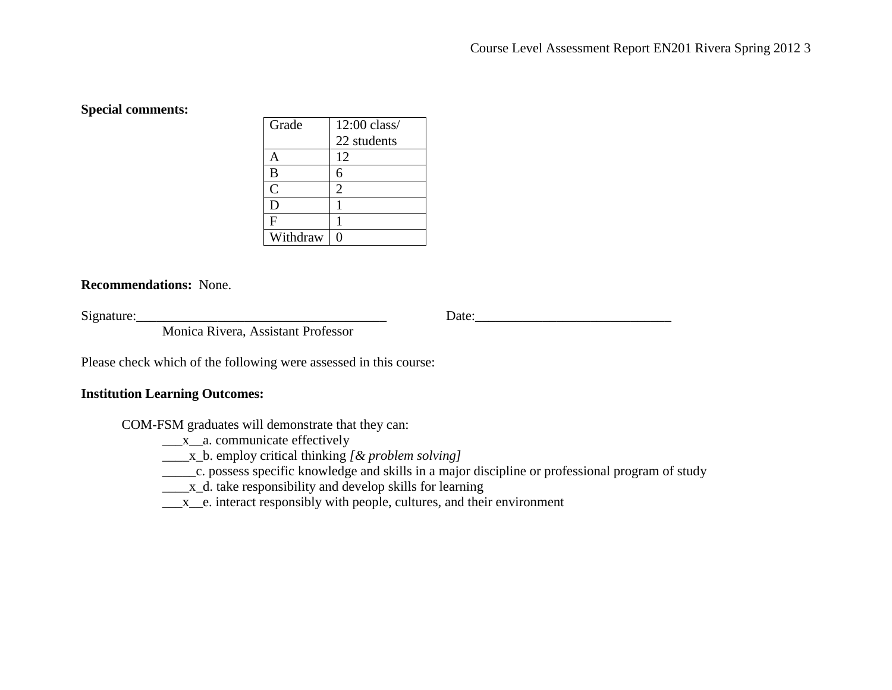**Special comments:**

| Grade | 12:00 class/ 22 students |
|---|---|
| A | 12 |
| B | 6 |
| C | 2 |
| D | 1 |
| F | 1 |
| Withdraw | 0 |

**Recommendations:** None.

Signature:_____________________________________ Date:_____________________________

Monica Rivera, Assistant Professor

Please check which of the following were assessed in this course:

**Institution Learning Outcomes:**

COM-FSM graduates will demonstrate that they can:

___x__a. communicate effectively

____x_b. employ critical thinking *[& problem solving]*

_____c. possess specific knowledge and skills in a major discipline or professional program of study

____x_d. take responsibility and develop skills for learning

___x__e. interact responsibly with people, cultures, and their environment